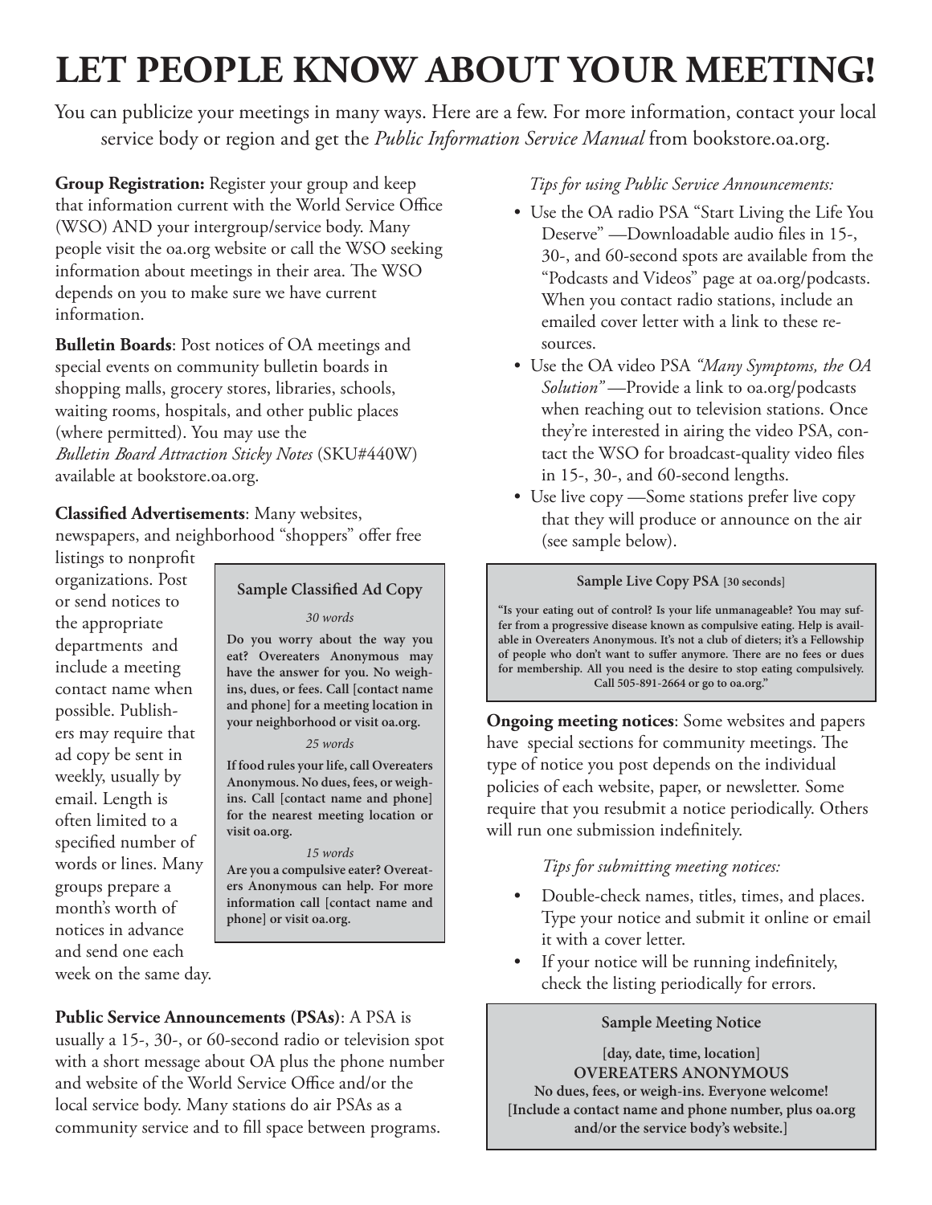# LET PEOPLE KNOW ABOUT YOUR MEETING!

You can publicize your meetings in many ways. Here are a few. For more information, contact your local service body or region and get the *Public Information Service Manual* from bookstore.oa.org.

**Group Registration:** Register your group and keep that information current with the World Service Office (WSO) AND your intergroup/service body. Many people visit the oa.org website or call the WSO seeking information about meetings in their area. The WSO depends on you to make sure we have current information.

**Bulletin Boards**: Post notices of OA meetings and special events on community bulletin boards in shopping malls, grocery stores, libraries, schools, waiting rooms, hospitals, and other public places (where permitted). You may use the *Bulletin Board Attraction Sticky Notes* (SKU#440W) available at bookstore.oa.org.

**Classified Advertisements**: Many websites, newspapers, and neighborhood "shoppers" offer free listings to nonprofit organizations. Post or send notices to the appropriate departments and include a meeting contact name when possible. Publishers may require that ad copy be sent in weekly, usually by email. Length is often limited to a specified number of words or lines. Many groups prepare a month's worth of notices in advance and send one each week on the same day.

> **Sample Classified Ad Copy**
>
> *30 words*
>
> **Do you worry about the way you eat? Overeaters Anonymous may have the answer for you. No weigh-ins, dues, or fees. Call [contact name and phone] for a meeting location in your neighborhood or visit oa.org.**
>
> *25 words*
>
> **If food rules your life, call Overeaters Anonymous. No dues, fees, or weigh-ins. Call [contact name and phone] for the nearest meeting location or visit oa.org.**
>
> *15 words*
>
> **Are you a compulsive eater? Overeaters Anonymous can help. For more information call [contact name and phone] or visit oa.org.**

**Public Service Announcements (PSAs)**: A PSA is usually a 15-, 30-, or 60-second radio or television spot with a short message about OA plus the phone number and website of the World Service Office and/or the local service body. Many stations do air PSAs as a community service and to fill space between programs.

*Tips for using Public Service Announcements:*

- Use the OA radio PSA "Start Living the Life You Deserve" —Downloadable audio files in 15-, 30-, and 60-second spots are available from the "Podcasts and Videos" page at oa.org/podcasts. When you contact radio stations, include an emailed cover letter with a link to these resources.
- Use the OA video PSA *"Many Symptoms, the OA Solution"* —Provide a link to oa.org/podcasts when reaching out to television stations. Once they're interested in airing the video PSA, contact the WSO for broadcast-quality video files in 15-, 30-, and 60-second lengths.
- Use live copy —Some stations prefer live copy that they will produce or announce on the air (see sample below).

> **Sample Live Copy PSA** [30 seconds]
>
> **"Is your eating out of control? Is your life unmanageable? You may suffer from a progressive disease known as compulsive eating. Help is available in Overeaters Anonymous. It's not a club of dieters; it's a Fellowship of people who don't want to suffer anymore. There are no fees or dues for membership. All you need is the desire to stop eating compulsively. Call 505-891-2664 or go to oa.org."**

**Ongoing meeting notices**: Some websites and papers have special sections for community meetings. The type of notice you post depends on the individual policies of each website, paper, or newsletter. Some require that you resubmit a notice periodically. Others will run one submission indefinitely.

*Tips for submitting meeting notices:*

- Double-check names, titles, times, and places. Type your notice and submit it online or email it with a cover letter.
- If your notice will be running indefinitely, check the listing periodically for errors.

> **Sample Meeting Notice**
>
> **[day, date, time, location]**
> **OVEREATERS ANONYMOUS**
> **No dues, fees, or weigh-ins. Everyone welcome!**
> **[Include a contact name and phone number, plus oa.org and/or the service body's website.]**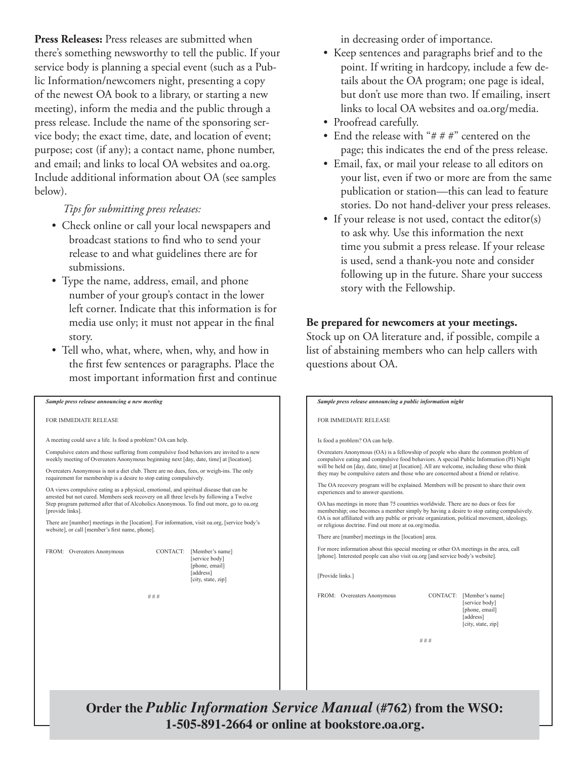**Press Releases:** Press releases are submitted when there's something newsworthy to tell the public. If your service body is planning a special event (such as a Public Information/newcomers night, presenting a copy of the newest OA book to a library, or starting a new meeting), inform the media and the public through a press release. Include the name of the sponsoring service body; the exact time, date, and location of event; purpose; cost (if any); a contact name, phone number, and email; and links to local OA websites and oa.org. Include additional information about OA (see samples below).

*Tips for submitting press releases:*

- Check online or call your local newspapers and broadcast stations to find who to send your release to and what guidelines there are for submissions.
- Type the name, address, email, and phone number of your group's contact in the lower left corner. Indicate that this information is for media use only; it must not appear in the final story.
- Tell who, what, where, when, why, and how in the first few sentences or paragraphs. Place the most important information first and continue in decreasing order of importance.
- Keep sentences and paragraphs brief and to the point. If writing in hardcopy, include a few details about the OA program; one page is ideal, but don't use more than two. If emailing, insert links to local OA websites and oa.org/media.
- Proofread carefully.
- End the release with "# # #" centered on the page; this indicates the end of the press release.
- Email, fax, or mail your release to all editors on your list, even if two or more are from the same publication or station—this can lead to feature stories. Do not hand-deliver your press releases.
- If your release is not used, contact the editor(s) to ask why. Use this information the next time you submit a press release. If your release is used, send a thank-you note and consider following up in the future. Share your success story with the Fellowship.

**Be prepared for newcomers at your meetings.** Stock up on OA literature and, if possible, compile a list of abstaining members who can help callers with questions about OA.

***Sample press release announcing a new meeting***

FOR IMMEDIATE RELEASE

A meeting could save a life. Is food a problem? OA can help.

Compulsive eaters and those suffering from compulsive food behaviors are invited to a new weekly meeting of Overeaters Anonymous beginning next [day, date, time] at [location].

Overeaters Anonymous is not a diet club. There are no dues, fees, or weigh-ins. The only requirement for membership is a desire to stop eating compulsively.

OA views compulsive eating as a physical, emotional, and spiritual disease that can be arrested but not cured. Members seek recovery on all three levels by following a Twelve Step program patterned after that of Alcoholics Anonymous. To find out more, go to oa.org [provide links].

There are [number] meetings in the [location]. For information, visit oa.org, [service body's website], or call [member's first name, phone].

FROM: Overeaters Anonymous

CONTACT: [Member's name]
[service body]
[phone, email]
[address]
[city, state, zip]

# # #

***Sample press release announcing a public information night***

FOR IMMEDIATE RELEASE

Is food a problem? OA can help.

Overeaters Anonymous (OA) is a fellowship of people who share the common problem of compulsive eating and compulsive food behaviors. A special Public Information (PI) Night will be held on [day, date, time] at [location]. All are welcome, including those who think they may be compulsive eaters and those who are concerned about a friend or relative.

The OA recovery program will be explained. Members will be present to share their own experiences and to answer questions.

OA has meetings in more than 75 countries worldwide. There are no dues or fees for membership; one becomes a member simply by having a desire to stop eating compulsively. OA is not affiliated with any public or private organization, political movement, ideology, or religious doctrine. Find out more at oa.org/media.

There are [number] meetings in the [location] area.

For more information about this special meeting or other OA meetings in the area, call [phone]. Interested people can also visit oa.org [and service body's website].

[Provide links.]

FROM: Overeaters Anonymous

CONTACT: [Member's name]
[service body]
[phone, email]
[address]
[city, state, zip]

# # #

**Order the *Public Information Service Manual* (#762) from the WSO: 1-505-891-2664 or online at bookstore.oa.org.**